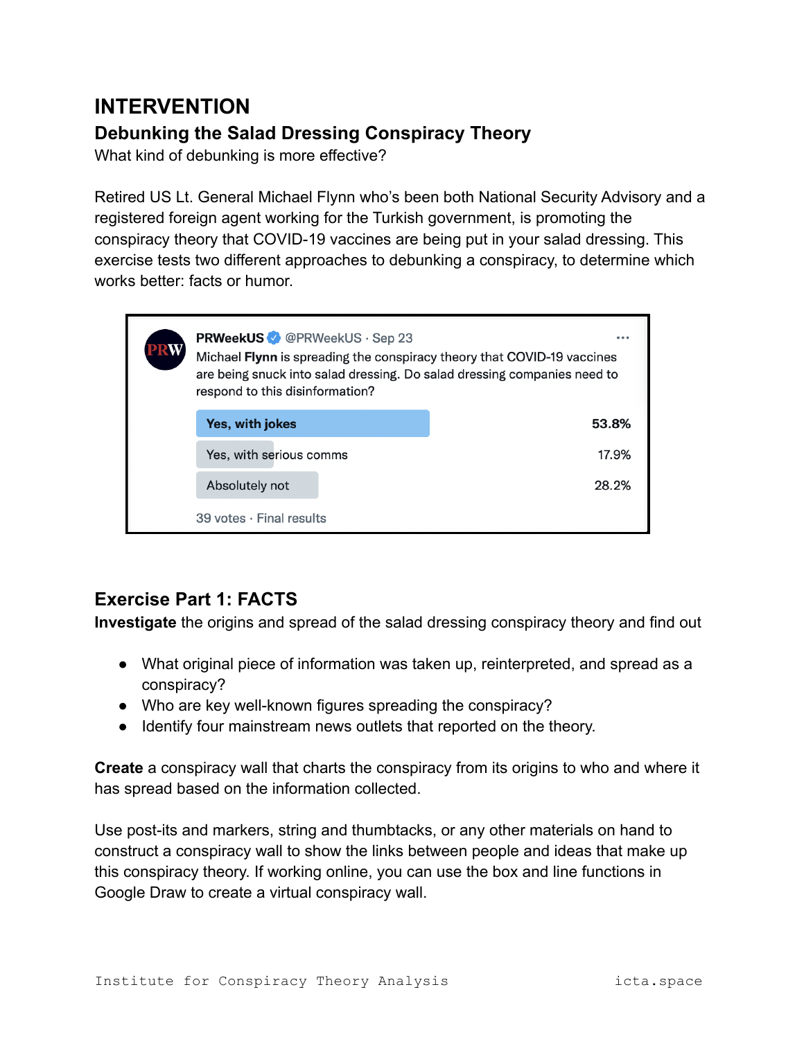# INTERVENTION

## Debunking the Salad Dressing Conspiracy Theory

What kind of debunking is more effective?

Retired US Lt. General Michael Flynn who's been both National Security Advisory and a registered foreign agent working for the Turkish government, is promoting the conspiracy theory that COVID-19 vaccines are being put in your salad dressing. This exercise tests two different approaches to debunking a conspiracy, to determine which works better: facts or humor.

**PRWeekUS** @PRWeekUS · Sep 23

Michael **Flynn** is spreading the conspiracy theory that COVID-19 vaccines are being snuck into salad dressing. Do salad dressing companies need to respond to this disinformation?

| Option | Result |
|---|---|
| **Yes, with jokes** | **53.8%** |
| Yes, with serious comms | 17.9% |
| Absolutely not | 28.2% |

39 votes · Final results

## Exercise Part 1: FACTS

**Investigate** the origins and spread of the salad dressing conspiracy theory and find out

- What original piece of information was taken up, reinterpreted, and spread as a conspiracy?
- Who are key well-known figures spreading the conspiracy?
- Identify four mainstream news outlets that reported on the theory.

**Create** a conspiracy wall that charts the conspiracy from its origins to who and where it has spread based on the information collected.

Use post-its and markers, string and thumbtacks, or any other materials on hand to construct a conspiracy wall to show the links between people and ideas that make up this conspiracy theory. If working online, you can use the box and line functions in Google Draw to create a virtual conspiracy wall.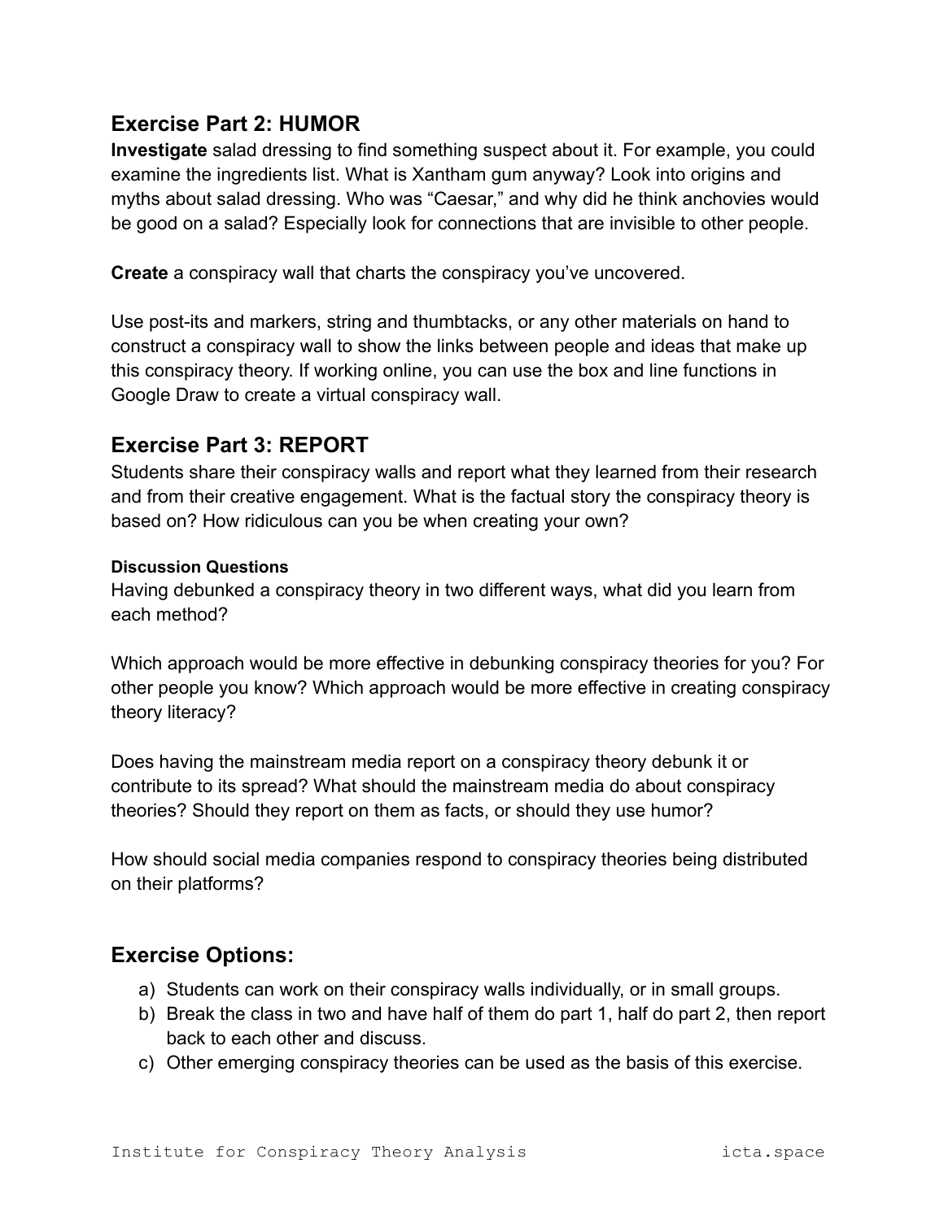## Exercise Part 2: HUMOR

**Investigate** salad dressing to find something suspect about it. For example, you could examine the ingredients list. What is Xantham gum anyway? Look into origins and myths about salad dressing. Who was "Caesar," and why did he think anchovies would be good on a salad? Especially look for connections that are invisible to other people.

**Create** a conspiracy wall that charts the conspiracy you've uncovered.

Use post-its and markers, string and thumbtacks, or any other materials on hand to construct a conspiracy wall to show the links between people and ideas that make up this conspiracy theory. If working online, you can use the box and line functions in Google Draw to create a virtual conspiracy wall.

## Exercise Part 3: REPORT

Students share their conspiracy walls and report what they learned from their research and from their creative engagement. What is the factual story the conspiracy theory is based on? How ridiculous can you be when creating your own?

#### Discussion Questions

Having debunked a conspiracy theory in two different ways, what did you learn from each method?

Which approach would be more effective in debunking conspiracy theories for you? For other people you know? Which approach would be more effective in creating conspiracy theory literacy?

Does having the mainstream media report on a conspiracy theory debunk it or contribute to its spread? What should the mainstream media do about conspiracy theories? Should they report on them as facts, or should they use humor?

How should social media companies respond to conspiracy theories being distributed on their platforms?

## Exercise Options:

a) Students can work on their conspiracy walls individually, or in small groups.
b) Break the class in two and have half of them do part 1, half do part 2, then report back to each other and discuss.
c) Other emerging conspiracy theories can be used as the basis of this exercise.